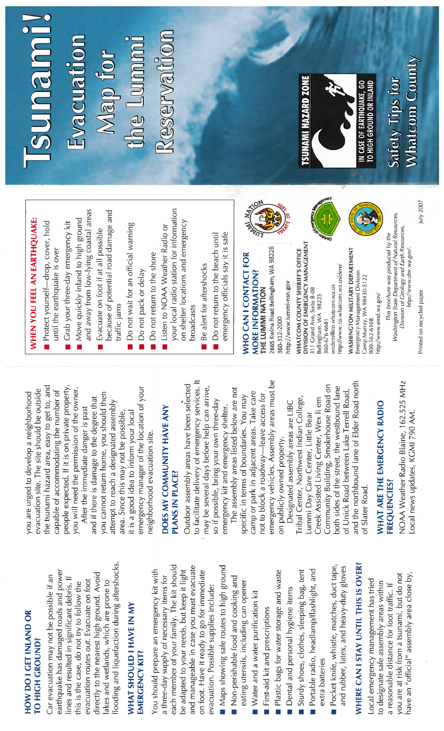# Tsunami! Evacuation Map for the Lummi Reservation

## Safety Tips for Whatcom County

TSUNAMI HAZARD ZONE

IN CASE OF EARTHQUAKE, GO TO HIGH GROUND OR INLAND

### HOW DO I GET INLAND OR TO HIGH GROUND?

Car evacuation may not be possible if an earthquake has damaged roads and power lines and resulted in significant debris. If this is the case, do not try to follow the evacuation routes out. Evacuate on foot directly to the nearest high ground. Avoid lakes and wetlands, which are prone to flooding and liquefaction during aftershocks.

### WHAT SHOULD I HAVE IN MY EMERGENCY KIT?

You should prepare an emergency kit with a three-day supply of necessary items for each member of your family. The kit should be adapted to your needs, but keep it light and manageable in case you must evacuate on foot. Have it ready to go for immediate evacuation. Possible supplies include:

- Maps showing safe routes to high ground
- Non-perishable food and cooking and eating utensils, including can opener
- Water and a water purification kit
- First-aid kit and prescriptions
- Plastic bags for water storage and waste
- Dental and personal hygiene items
- Sturdy shoes, clothes, sleeping bag, tent
- Portable radio, headlamp/flashlight, and extra batteries
- Pocket knife, whistle, matches, duct tape, and rubber, latex, and heavy-duty gloves

### WHERE CAN I STAY UNTIL THIS IS OVER?

Local emergency management has tried to designate safe assembly areas within a reasonable distance for foot traffic. If you are at risk from a tsunami, but do not have an "official" assembly area close by, you are urged to develop a neighborhood evacuation site. The site should be outside the tsunami hazard area, easy to get to, and capable of accommodating the number of people expected. If it is on private property, you will need the permission of the owner.

After the immediate danger is past and if there is damage to the degree that you cannot return home, you should then attempt to reach a designated assembly area. Since this may not be possible, it is a good idea to inform your local emergency manager of the location of your neighborhood evacuation site.

### DOES MY COMMUNITY HAVE ANY PLANS IN PLACE?

Outdoor assembly areas have been selected to facilitate delivery of emergency services. It may be several days before help can arrive, so if possible, bring your own three-day emergency kit and emergency shelter.

The assembly areas listed below are not specific in terms of boundaries. You may camp or park in adjacent areas. Take care not to block a roadway—leave access for emergency vehicles. Assembly areas must be on publicly owned property.

Designated assembly areas are LIBC Tribal Center, Northwest Indian College, Lummi Day Care Center, Little Bear Creek Assisted Living Center, Wex li em Community Building, Smokehouse Road on both sides of the street, the westbound lane of Unick Road between Lake Terrell Road, and the northbound lane of Elder Road north of Slater Road.

### WHAT ARE THE EMERGENCY RADIO FREQUENCIES?

NOAA Weather Radio Blaine, 162.525 MHz
Local news updates, KGMI 790 AM.

### WHEN YOU FEEL AN EARTHQUAKE:

- Protect yourself—drop, cover, hold until the earthquake is over
- Grab your three-day emergency kit
- Move quickly inland to high ground and away from low-lying coastal areas
- Evacuate on foot if at all possible because of potential road damage and traffic jams
- Do not wait for an official warning
- Do not pack or delay
- Do not return to the shore
- Listen to NOAA Weather Radio or your local radio station for information on shelter locations and emergency broadcasts
- Be alert for aftershocks
- Do not return to the beach until emergency officials say it is safe

### WHO CAN I CONTACT FOR MORE INFORMATION?

**THE LUMMI NATION**
2665 Kwina Road Bellingham, WA 98226
360-312-2000
http://www.lummi-nsn.gov

**WHATCOM COUNTY SHERIFF'S OFFICE DIVISION OF EMERGENCY MANAGEMENT**
311 Grand Ave, Suite B-08
Bellingham, WA 98225
360-676-6681
wcdem@co.whatcom.wa.us
http://www.co.whatcom.wa.us/dem/

**WASHINGTON MILITARY DEPARTMENT**
Emergency Management Division
Camp Murray, WA 98430-5122
800-562-6108
http://www.emd.wa.gov/

*This brochure was produced by the Washington State Department of Natural Resources, Division of Geology and Earth Resources, http://www.dnr.wa.gov/.*

Printed on recycled paper

July 2007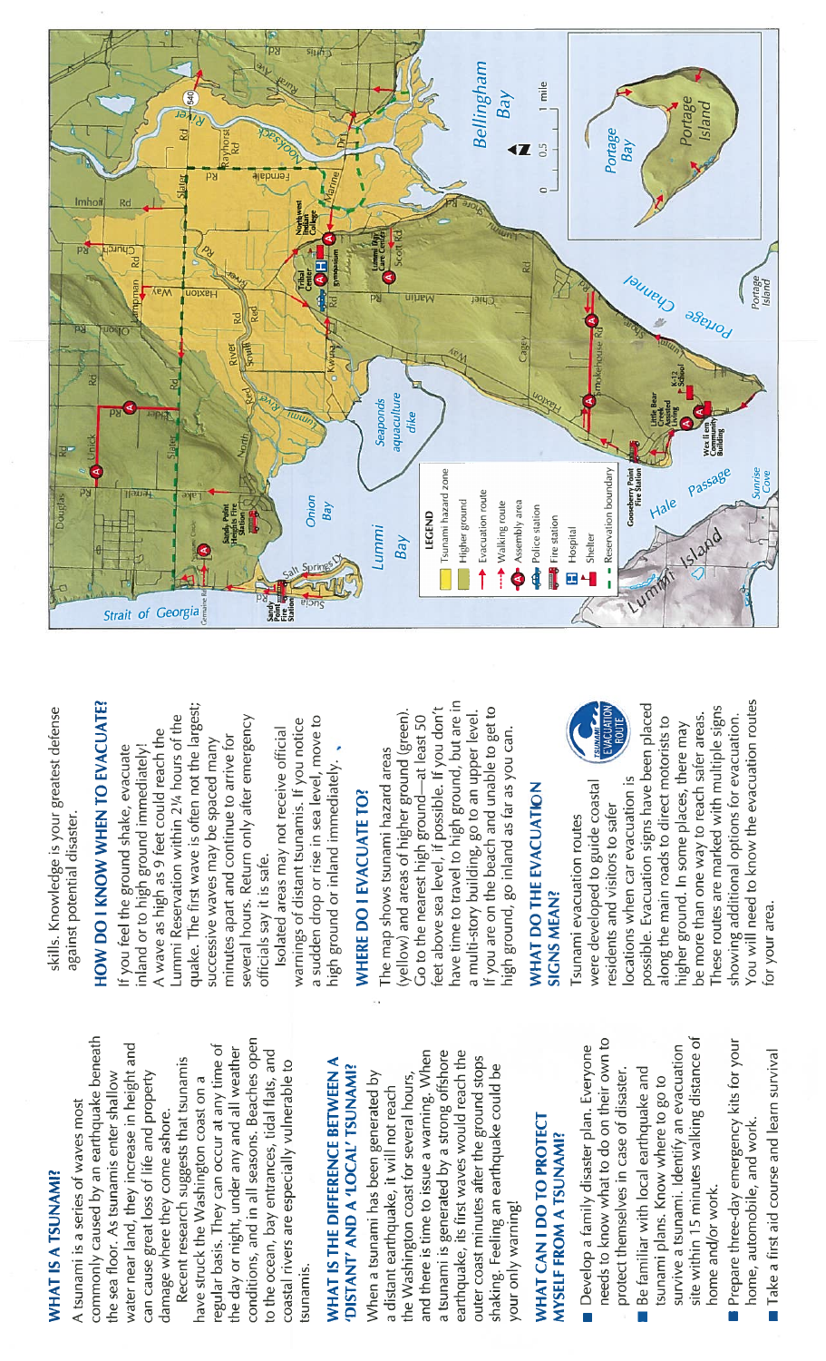## WHAT IS A TSUNAMI?

A tsunami is a series of waves most commonly caused by an earthquake beneath the sea floor. As tsunamis enter shallow water near land, they increase in height and can cause great loss of life and property damage where they come ashore.

Recent research suggests that tsunamis have struck the Washington coast on a regular basis. They can occur at any time of the day or night, under any and all weather conditions, and in all seasons. Beaches open to the ocean, bay entrances, tidal flats, and coastal rivers are especially vulnerable to tsunamis.

## WHAT IS THE DIFFERENCE BETWEEN A 'DISTANT' AND A 'LOCAL' TSUNAMI?

When a tsunami has been generated by a distant earthquake, it will not reach the Washington coast for several hours, and there is time to issue a warning. When a tsunami is generated by a strong offshore earthquake, its first waves would reach the outer coast minutes after the ground stops shaking. Feeling an earthquake could be your only warning!

## WHAT CAN I DO TO PROTECT MYSELF FROM A TSUNAMI?

- Develop a family disaster plan. Everyone needs to know what to do on their own to protect themselves in case of disaster.
- Be familiar with local earthquake and tsunami plans. Know where to go to survive a tsunami. Identify an evacuation site within 15 minutes walking distance of home and/or work.
- Prepare three-day emergency kits for your home, automobile, and work.
- Take a first aid course and learn survival skills. Knowledge is your greatest defense against potential disaster.

## HOW DO I KNOW WHEN TO EVACUATE?

If you feel the ground shake, evacuate inland or to high ground immediately! A wave as high as 9 feet could reach the Lummi Reservation within 2¼ hours of the quake. The first wave is often not the largest; successive waves may be spaced many minutes apart and continue to arrive for several hours. Return only after emergency officials say it is safe.

Isolated areas may not receive official warnings of distant tsunamis. If you notice a sudden drop or rise in sea level, move to high ground or inland immediately.

## WHERE DO I EVACUATE TO?

The map shows tsunami hazard areas (yellow) and areas of higher ground (green). Go to the nearest high ground—at least 50 feet above sea level, if possible. If you don't have time to travel to high ground, but are in a multi-story building, go to an upper level. If you are on the beach and unable to get to high ground, go inland as far as you can.

## WHAT DO THE EVACUATION SIGNS MEAN?

Tsunami evacuation routes were developed to guide coastal residents and visitors to safer locations when car evacuation is possible. Evacuation signs have been placed along the main roads to direct motorists to higher ground. In some places, there may be more than one way to reach safer areas. These routes are marked with multiple signs showing additional options for evacuation. You will need to know the evacuation routes for your area.

TSUNAMI EVACUATION ROUTE

Strait of Georgia
Lummi Bay
Bellingham Bay
Portage Bay
Portage Island
Hale Passage
Lummi Island
Portage Channel
Onion Bay
Sunrise Cove
Seaponds aquaculture dike
Nooksack River
Lummi River
Salt Spring

Sandy Point Fire Station
Sandy Point Heights Fire Station
Tribal Center
Gymnasium
Northwest Indian College
Lummi Bay Care Center
Gooseberry Point Fire Station
Little Bear Creek Assisted Living
Wex li em Community Building
K-12 School

Douglas Rd, Unick Rd, Imhoff Rd, Church Rd, Olson Rd, Lampman Rd, Haxton Way, Slater Rd, Ferndale Rd, Rayhorst Rd, Marine Dr, Kwina Rd, Martin Rd, Chief Martin Rd, Lummi Shore Rd, Scott Rd, Smokehouse Rd, Stommish Rd, Lake Terrell Rd, North Red River Rd, Smith Rd, River Rd, Rural Ave, Curtis Rd, Gemaine Rd, Sucia Dr, Salt Spring Dr, Lummi View Dr, Lummi Rd, Hillaire Rd, Lummi Ave, Chief Cagey Rd, Haxton Way

0 — 0.5 — 1 mile
N

**LEGEND**

- Tsunami hazard zone
- Higher ground
- Evacuation route
- Walking route
- Assembly area
- Police station
- Fire station
- Hospital
- Shelter
- Reservation boundary